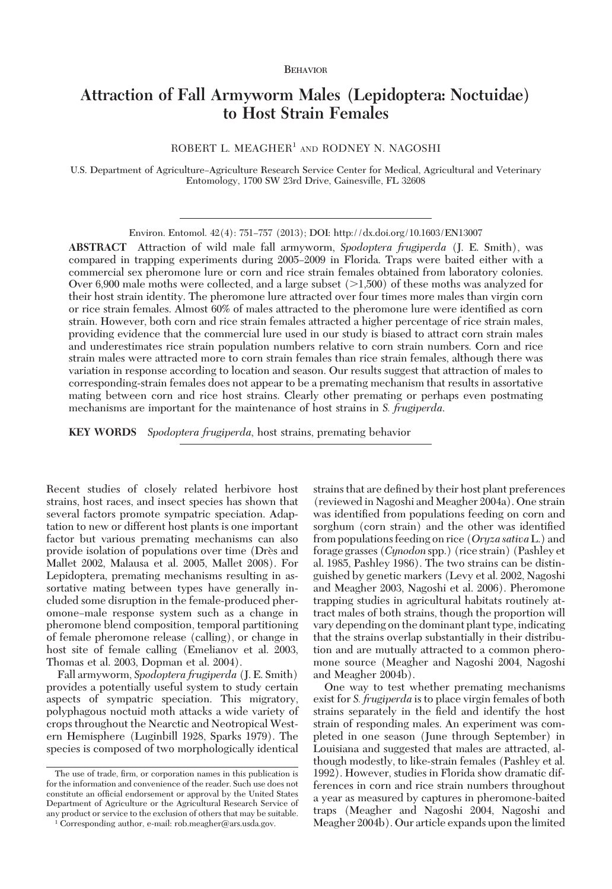Behavior

# Attraction of Fall Armyworm Males (Lepidoptera: Noctuidae) to Host Strain Females

ROBERT L. MEAGHER[1] AND RODNEY N. NAGOSHI

U.S. Department of Agriculture–Agriculture Research Service Center for Medical, Agricultural and Veterinary Entomology, 1700 SW 23rd Drive, Gainesville, FL 32608

Environ. Entomol. 42(4): 751–757 (2013); DOI: http://dx.doi.org/10.1603/EN13007

**ABSTRACT** Attraction of wild male fall armyworm, *Spodoptera frugiperda* (J. E. Smith), was compared in trapping experiments during 2005–2009 in Florida. Traps were baited either with a commercial sex pheromone lure or corn and rice strain females obtained from laboratory colonies. Over 6,900 male moths were collected, and a large subset (>1,500) of these moths was analyzed for their host strain identity. The pheromone lure attracted over four times more males than virgin corn or rice strain females. Almost 60% of males attracted to the pheromone lure were identified as corn strain. However, both corn and rice strain females attracted a higher percentage of rice strain males, providing evidence that the commercial lure used in our study is biased to attract corn strain males and underestimates rice strain population numbers relative to corn strain numbers. Corn and rice strain males were attracted more to corn strain females than rice strain females, although there was variation in response according to location and season. Our results suggest that attraction of males to corresponding-strain females does not appear to be a premating mechanism that results in assortative mating between corn and rice host strains. Clearly other premating or perhaps even postmating mechanisms are important for the maintenance of host strains in *S. frugiperda*.

**KEY WORDS** *Spodoptera frugiperda*, host strains, premating behavior

Recent studies of closely related herbivore host strains, host races, and insect species has shown that several factors promote sympatric speciation. Adaptation to new or different host plants is one important factor but various premating mechanisms can also provide isolation of populations over time (Drès and Mallet 2002, Malausa et al. 2005, Mallet 2008). For Lepidoptera, premating mechanisms resulting in assortative mating between types have generally included some disruption in the female-produced pheromone–male response system such as a change in pheromone blend composition, temporal partitioning of female pheromone release (calling), or change in host site of female calling (Emelianov et al. 2003, Thomas et al. 2003, Dopman et al. 2004).

Fall armyworm, *Spodoptera frugiperda* (J. E. Smith) provides a potentially useful system to study certain aspects of sympatric speciation. This migratory, polyphagous noctuid moth attacks a wide variety of crops throughout the Nearctic and Neotropical Western Hemisphere (Luginbill 1928, Sparks 1979). The species is composed of two morphologically identical strains that are defined by their host plant preferences (reviewed in Nagoshi and Meagher 2004a). One strain was identified from populations feeding on corn and sorghum (corn strain) and the other was identified from populations feeding on rice (*Oryza sativa* L.) and forage grasses (*Cynodon* spp.) (rice strain) (Pashley et al. 1985, Pashley 1986). The two strains can be distinguished by genetic markers (Levy et al. 2002, Nagoshi and Meagher 2003, Nagoshi et al. 2006). Pheromone trapping studies in agricultural habitats routinely attract males of both strains, though the proportion will vary depending on the dominant plant type, indicating that the strains overlap substantially in their distribution and are mutually attracted to a common pheromone source (Meagher and Nagoshi 2004, Nagoshi and Meagher 2004b).

One way to test whether premating mechanisms exist for *S. frugiperda* is to place virgin females of both strains separately in the field and identify the host strain of responding males. An experiment was completed in one season (June through September) in Louisiana and suggested that males are attracted, although modestly, to like-strain females (Pashley et al. 1992). However, studies in Florida show dramatic differences in corn and rice strain numbers throughout a year as measured by captures in pheromone-baited traps (Meagher and Nagoshi 2004, Nagoshi and Meagher 2004b). Our article expands upon the limited

The use of trade, firm, or corporation names in this publication is for the information and convenience of the reader. Such use does not constitute an official endorsement or approval by the United States Department of Agriculture or the Agricultural Research Service of any product or service to the exclusion of others that may be suitable.

[1] Corresponding author, e-mail: rob.meagher@ars.usda.gov.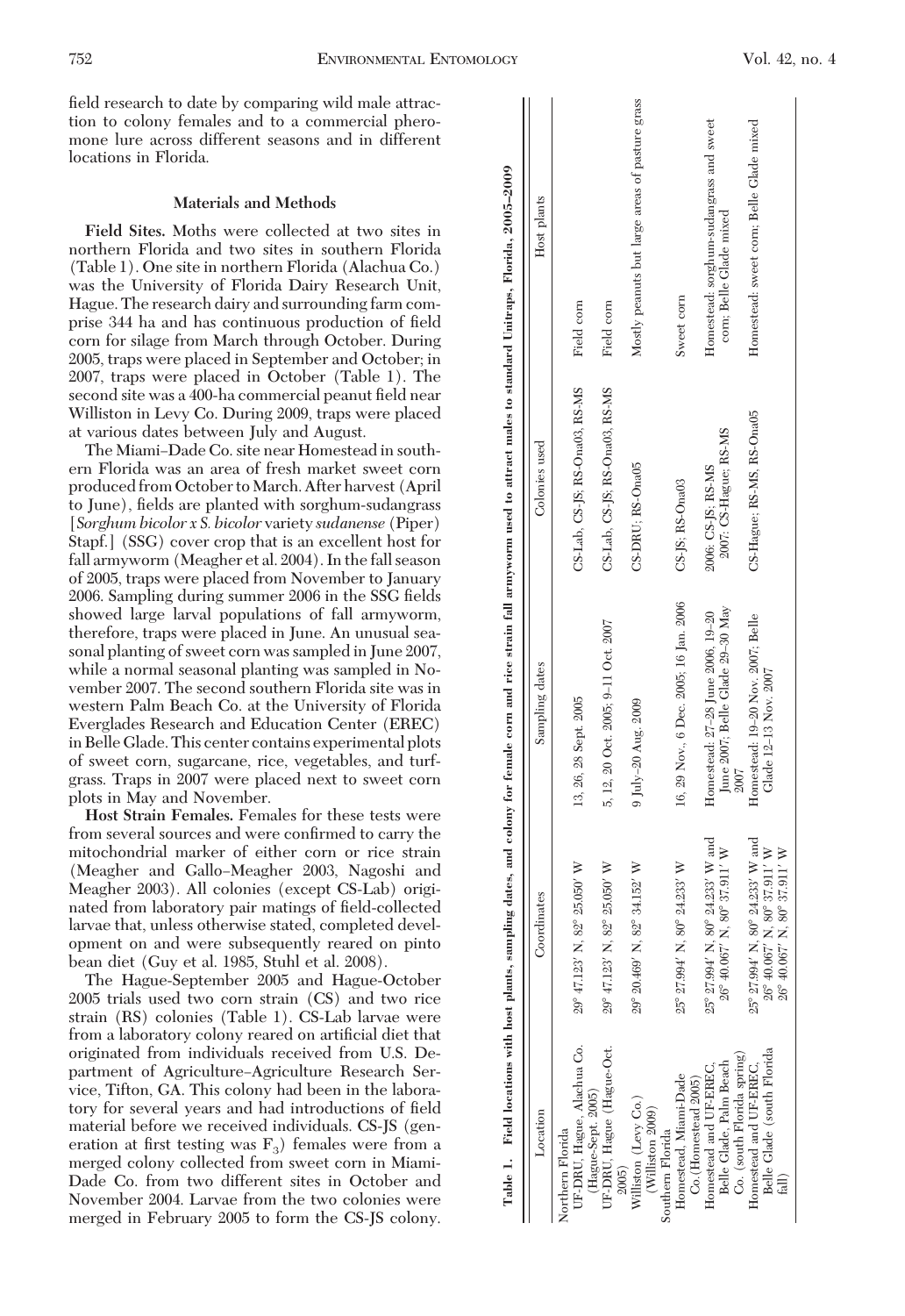field research to date by comparing wild male attraction to colony females and to a commercial pheromone lure across different seasons and in different locations in Florida.

## Materials and Methods

**Field Sites.** Moths were collected at two sites in northern Florida and two sites in southern Florida (Table 1). One site in northern Florida (Alachua Co.) was the University of Florida Dairy Research Unit, Hague. The research dairy and surrounding farm comprise 344 ha and has continuous production of field corn for silage from March through October. During 2005, traps were placed in September and October; in 2007, traps were placed in October (Table 1). The second site was a 400-ha commercial peanut field near Williston in Levy Co. During 2009, traps were placed at various dates between July and August.

The Miami–Dade Co. site near Homestead in southern Florida was an area of fresh market sweet corn produced from October to March. After harvest (April to June), fields are planted with sorghum-sudangrass [*Sorghum bicolor x S. bicolor* variety *sudanense* (Piper) Stapf.] (SSG) cover crop that is an excellent host for fall armyworm (Meagher et al. 2004). In the fall season of 2005, traps were placed from November to January 2006. Sampling during summer 2006 in the SSG fields showed large larval populations of fall armyworm, therefore, traps were placed in June. An unusual seasonal planting of sweet corn was sampled in June 2007, while a normal seasonal planting was sampled in November 2007. The second southern Florida site was in western Palm Beach Co. at the University of Florida Everglades Research and Education Center (EREC) in Belle Glade. This center contains experimental plots of sweet corn, sugarcane, rice, vegetables, and turfgrass. Traps in 2007 were placed next to sweet corn plots in May and November.

**Host Strain Females.** Females for these tests were from several sources and were confirmed to carry the mitochondrial marker of either corn or rice strain (Meagher and Gallo-Meagher 2003, Nagoshi and Meagher 2003). All colonies (except CS-Lab) originated from laboratory pair matings of field-collected larvae that, unless otherwise stated, completed development on and were subsequently reared on pinto bean diet (Guy et al. 1985, Stuhl et al. 2008).

The Hague-September 2005 and Hague-October 2005 trials used two corn strain (CS) and two rice strain (RS) colonies (Table 1). CS-Lab larvae were from a laboratory colony reared on artificial diet that originated from individuals received from U.S. Department of Agriculture–Agriculture Research Service, Tifton, GA. This colony had been in the laboratory for several years and had introductions of field material before we received individuals. CS-JS (generation at first testing was $F_3$) females were from a merged colony collected from sweet corn in Miami-Dade Co. from two different sites in October and November 2004. Larvae from the two colonies were merged in February 2005 to form the CS-JS colony.

Table 1. Field locations with host plants, sampling dates, and colony for female corn and rice strain fall armyworm used to attract males to standard Unitraps, Florida, 2005–2009

| Location | Coordinates | Sampling dates | Colonies used | Host plants |
|---|---|---|---|---|
| Northern Florida | | | | |
| UF-DRU, Hague, Alachua Co. (Hague-Sept. 2005) | 29° 47.123′ N, 82° 25.050′ W | 13, 26, 28 Sept. 2005 | CS-Lab, CS-JS; RS-Ona03, RS-MS | Field corn |
| UF-DRU, Hague (Hague-Oct. 2005) | 29° 47.123′ N, 82° 25.050′ W | 5, 12, 20 Oct. 2005; 9–11 Oct. 2007 | CS-Lab, CS-JS; RS-Ona03, RS-MS | Field corn |
| Williston (Levy Co.) (Williston 2009) | 29° 20.469′ N, 82° 34.152′ W | 9 July–20 Aug. 2009 | CS-DRU; RS-Ona05 | Mostly peanuts but large areas of pasture grass |
| Southern Florida | | | | |
| Homestead, Miami-Dade Co. (Homestead 2005) | 25° 27.994′ N, 80° 24.233′ W | 16, 29 Nov., 6 Dec. 2005; 16 Jan. 2006 | CS-JS; RS-Ona03 | Sweet corn |
| Homestead and UF-EREC, Belle Glade, Palm Beach Co. (south Florida spring) | 25° 27.994′ N, 80° 24.233′ W and 26° 40.067′ N, 80° 37.911′ W | Homestead: 27–28 June 2006, 19–20 June 2007; Belle Glade 29–30 May 2007 | 2006: CS-JS; RS-MS 2007: CS-Hague; RS-MS | Homestead: sorghum-sudangrass and sweet corn; Belle Glade mixed |
| Homestead and UF-EREC, Belle Glade (south Florida fall) | 25° 27.994′ N, 80° 24.233′ W and 26° 40.067′ N, 80° 37.911′ W 26° 40.067′ N, 80° 37.911′ W | Homestead: 19–20 Nov. 2007; Belle Glade 12–13 Nov. 2007 | CS-Hague; RS-MS, RS-Ona05 | Homestead: sweet corn; Belle Glade mixed |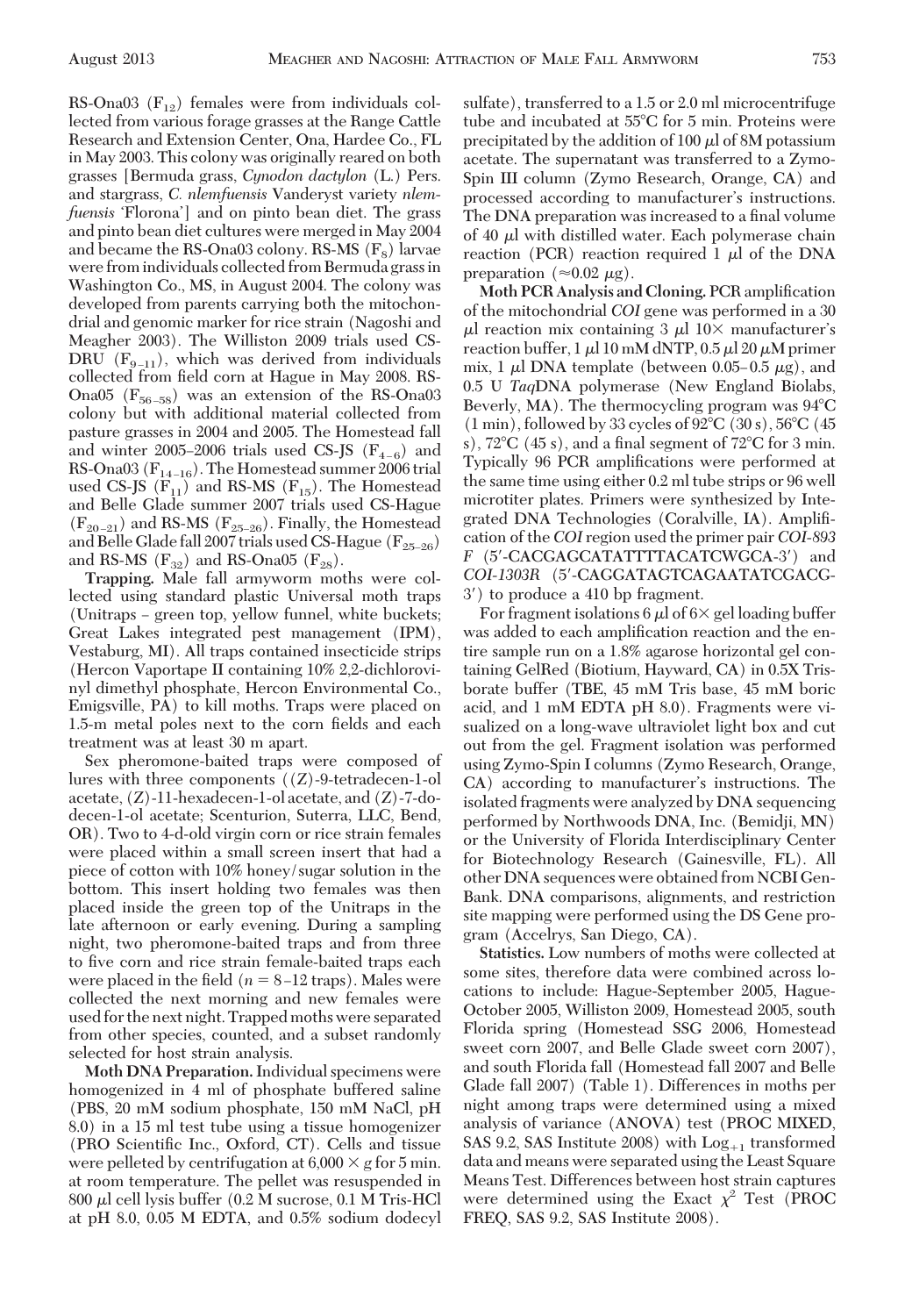RS-Ona03 ($F_{12}$) females were from individuals collected from various forage grasses at the Range Cattle Research and Extension Center, Ona, Hardee Co., FL in May 2003. This colony was originally reared on both grasses [Bermuda grass, *Cynodon dactylon* (L.) Pers. and stargrass, *C. nlemfuensis* Vanderyst variety *nlemfuensis* 'Florona'] and on pinto bean diet. The grass and pinto bean diet cultures were merged in May 2004 and became the RS-Ona03 colony. RS-MS ($F_8$) larvae were from individuals collected from Bermuda grass in Washington Co., MS, in August 2004. The colony was developed from parents carrying both the mitochondrial and genomic marker for rice strain (Nagoshi and Meagher 2003). The Williston 2009 trials used CS-DRU ($F_{9-11}$), which was derived from individuals collected from field corn at Hague in May 2008. RS-Ona05 ($F_{56-58}$) was an extension of the RS-Ona03 colony but with additional material collected from pasture grasses in 2004 and 2005. The Homestead fall and winter 2005–2006 trials used CS-JS ($F_{4-6}$) and RS-Ona03 ($F_{14-16}$). The Homestead summer 2006 trial used CS-JS ($F_{11}$) and RS-MS ($F_{15}$). The Homestead and Belle Glade summer 2007 trials used CS-Hague ($F_{20-21}$) and RS-MS ($F_{25-26}$). Finally, the Homestead and Belle Glade fall 2007 trials used CS-Hague ($F_{25-26}$) and RS-MS ($F_{32}$) and RS-Ona05 ($F_{28}$).

**Trapping.** Male fall armyworm moths were collected using standard plastic Universal moth traps (Unitraps – green top, yellow funnel, white buckets; Great Lakes integrated pest management (IPM), Vestaburg, MI). All traps contained insecticide strips (Hercon Vaportape II containing 10% 2,2-dichlorovinyl dimethyl phosphate, Hercon Environmental Co., Emigsville, PA) to kill moths. Traps were placed on 1.5-m metal poles next to the corn fields and each treatment was at least 30 m apart.

Sex pheromone-baited traps were composed of lures with three components ((Z)-9-tetradecen-1-ol acetate, (Z)-11-hexadecen-1-ol acetate, and (Z)-7-dodecen-1-ol acetate; Scenturion, Suterra, LLC, Bend, OR). Two to 4-d-old virgin corn or rice strain females were placed within a small screen insert that had a piece of cotton with 10% honey/sugar solution in the bottom. This insert holding two females was then placed inside the green top of the Unitraps in the late afternoon or early evening. During a sampling night, two pheromone-baited traps and from three to five corn and rice strain female-baited traps each were placed in the field ($n = 8$–$12$ traps). Males were collected the next morning and new females were used for the next night. Trapped moths were separated from other species, counted, and a subset randomly selected for host strain analysis.

**Moth DNA Preparation.** Individual specimens were homogenized in 4 ml of phosphate buffered saline (PBS, 20 mM sodium phosphate, 150 mM NaCl, pH 8.0) in a 15 ml test tube using a tissue homogenizer (PRO Scientific Inc., Oxford, CT). Cells and tissue were pelleted by centrifugation at 6,000 × *g* for 5 min. at room temperature. The pellet was resuspended in 800 μl cell lysis buffer (0.2 M sucrose, 0.1 M Tris-HCl at pH 8.0, 0.05 M EDTA, and 0.5% sodium dodecyl sulfate), transferred to a 1.5 or 2.0 ml microcentrifuge tube and incubated at 55°C for 5 min. Proteins were precipitated by the addition of 100 μl of 8M potassium acetate. The supernatant was transferred to a Zymo-Spin III column (Zymo Research, Orange, CA) and processed according to manufacturer's instructions. The DNA preparation was increased to a final volume of 40 μl with distilled water. Each polymerase chain reaction (PCR) reaction required 1 μl of the DNA preparation (≈0.02 μg).

**Moth PCR Analysis and Cloning.** PCR amplification of the mitochondrial *COI* gene was performed in a 30 μl reaction mix containing 3 μl 10× manufacturer's reaction buffer, 1 μl 10 mM dNTP, 0.5 μl 20 μM primer mix, 1 μl DNA template (between 0.05–0.5 μg), and 0.5 U *Taq*DNA polymerase (New England Biolabs, Beverly, MA). The thermocycling program was 94°C (1 min), followed by 33 cycles of 92°C (30 s), 56°C (45 s), 72°C (45 s), and a final segment of 72°C for 3 min. Typically 96 PCR amplifications were performed at the same time using either 0.2 ml tube strips or 96 well microtiter plates. Primers were synthesized by Integrated DNA Technologies (Coralville, IA). Amplification of the *COI* region used the primer pair *COI-893 F* (5′-CACGAGCATATTTTACATCWGCA-3′) and *COI-1303R* (5′-CAGGATAGTCAGAATATCGACG-3′) to produce a 410 bp fragment.

For fragment isolations 6 μl of 6× gel loading buffer was added to each amplification reaction and the entire sample run on a 1.8% agarose horizontal gel containing GelRed (Biotium, Hayward, CA) in 0.5X Tris-borate buffer (TBE, 45 mM Tris base, 45 mM boric acid, and 1 mM EDTA pH 8.0). Fragments were visualized on a long-wave ultraviolet light box and cut out from the gel. Fragment isolation was performed using Zymo-Spin I columns (Zymo Research, Orange, CA) according to manufacturer's instructions. The isolated fragments were analyzed by DNA sequencing performed by Northwoods DNA, Inc. (Bemidji, MN) or the University of Florida Interdisciplinary Center for Biotechnology Research (Gainesville, FL). All other DNA sequences were obtained from NCBI GenBank. DNA comparisons, alignments, and restriction site mapping were performed using the DS Gene program (Accelrys, San Diego, CA).

**Statistics.** Low numbers of moths were collected at some sites, therefore data were combined across locations to include: Hague-September 2005, Hague-October 2005, Williston 2009, Homestead 2005, south Florida spring (Homestead SSG 2006, Homestead sweet corn 2007, and Belle Glade sweet corn 2007), and south Florida fall (Homestead fall 2007 and Belle Glade fall 2007) (Table 1). Differences in moths per night among traps were determined using a mixed analysis of variance (ANOVA) test (PROC MIXED, SAS 9.2, SAS Institute 2008) with $\text{Log}_{+1}$ transformed data and means were separated using the Least Square Means Test. Differences between host strain captures were determined using the Exact $\chi^2$ Test (PROC FREQ, SAS 9.2, SAS Institute 2008).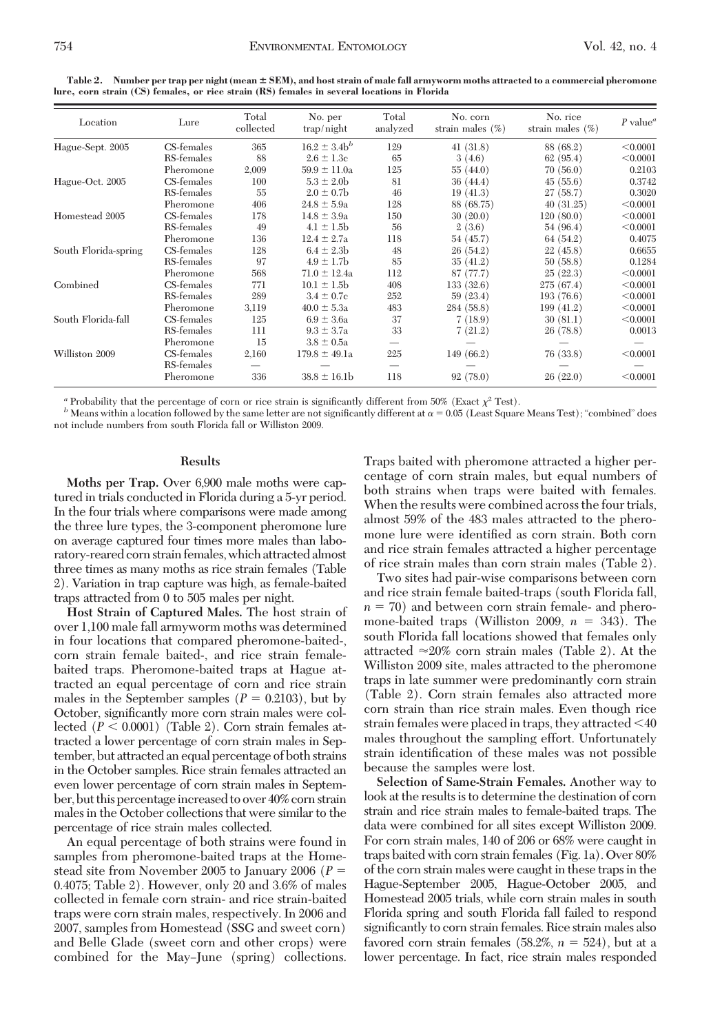**Table 2. Number per trap per night (mean ± SEM), and host strain of male fall armyworm moths attracted to a commercial pheromone lure, corn strain (CS) females, or rice strain (RS) females in several locations in Florida**

| Location | Lure | Total collected | No. per trap/night | Total analyzed | No. corn strain males (%) | No. rice strain males (%) | *P* value[a] |
|---|---|---|---|---|---|---|---|
| Hague-Sept. 2005 | CS-females | 365 | 16.2 ± 3.4b[b] | 129 | 41 (31.8) | 88 (68.2) | <0.0001 |
| | RS-females | 88 | 2.6 ± 1.3c | 65 | 3 (4.6) | 62 (95.4) | <0.0001 |
| | Pheromone | 2,009 | 59.9 ± 11.0a | 125 | 55 (44.0) | 70 (56.0) | 0.2103 |
| Hague-Oct. 2005 | CS-females | 100 | 5.3 ± 2.0b | 81 | 36 (44.4) | 45 (55.6) | 0.3742 |
| | RS-females | 55 | 2.0 ± 0.7b | 46 | 19 (41.3) | 27 (58.7) | 0.3020 |
| | Pheromone | 406 | 24.8 ± 5.9a | 128 | 88 (68.75) | 40 (31.25) | <0.0001 |
| Homestead 2005 | CS-females | 178 | 14.8 ± 3.9a | 150 | 30 (20.0) | 120 (80.0) | <0.0001 |
| | RS-females | 49 | 4.1 ± 1.5b | 56 | 2 (3.6) | 54 (96.4) | <0.0001 |
| | Pheromone | 136 | 12.4 ± 2.7a | 118 | 54 (45.7) | 64 (54.2) | 0.4075 |
| South Florida-spring | CS-females | 128 | 6.4 ± 2.3b | 48 | 26 (54.2) | 22 (45.8) | 0.6655 |
| | RS-females | 97 | 4.9 ± 1.7b | 85 | 35 (41.2) | 50 (58.8) | 0.1284 |
| | Pheromone | 568 | 71.0 ± 12.4a | 112 | 87 (77.7) | 25 (22.3) | <0.0001 |
| Combined | CS-females | 771 | 10.1 ± 1.5b | 408 | 133 (32.6) | 275 (67.4) | <0.0001 |
| | RS-females | 289 | 3.4 ± 0.7c | 252 | 59 (23.4) | 193 (76.6) | <0.0001 |
| | Pheromone | 3,119 | 40.0 ± 5.3a | 483 | 284 (58.8) | 199 (41.2) | <0.0001 |
| South Florida-fall | CS-females | 125 | 6.9 ± 3.6a | 37 | 7 (18.9) | 30 (81.1) | <0.0001 |
| | RS-females | 111 | 9.3 ± 3.7a | 33 | 7 (21.2) | 26 (78.8) | 0.0013 |
| | Pheromone | 15 | 3.8 ± 0.5a | — | — | — | — |
| Williston 2009 | CS-females | 2,160 | 179.8 ± 49.1a | 225 | 149 (66.2) | 76 (33.8) | <0.0001 |
| | RS-females | — | — | — | — | — | — |
| | Pheromone | 336 | 38.8 ± 16.1b | 118 | 92 (78.0) | 26 (22.0) | <0.0001 |

[a] Probability that the percentage of corn or rice strain is significantly different from 50% (Exact $\chi^2$ Test).
[b] Means within a location followed by the same letter are not significantly different at $\alpha = 0.05$ (Least Square Means Test); "combined" does not include numbers from south Florida fall or Williston 2009.

## Results

**Moths per Trap.** Over 6,900 male moths were captured in trials conducted in Florida during a 5-yr period. In the four trials where comparisons were made among the three lure types, the 3-component pheromone lure on average captured four times more males than laboratory-reared corn strain females, which attracted almost three times as many moths as rice strain females (Table 2). Variation in trap capture was high, as female-baited traps attracted from 0 to 505 males per night.

**Host Strain of Captured Males.** The host strain of over 1,100 male fall armyworm moths was determined in four locations that compared pheromone-baited-, corn strain female baited-, and rice strain female-baited traps. Pheromone-baited traps at Hague attracted an equal percentage of corn and rice strain males in the September samples ($P = 0.2103$), but by October, significantly more corn strain males were collected ($P < 0.0001$) (Table 2). Corn strain females attracted a lower percentage of corn strain males in September, but attracted an equal percentage of both strains in the October samples. Rice strain females attracted an even lower percentage of corn strain males in September, but this percentage increased to over 40% corn strain males in the October collections that were similar to the percentage of rice strain males collected.

An equal percentage of both strains were found in samples from pheromone-baited traps at the Homestead site from November 2005 to January 2006 ($P = 0.4075$; Table 2). However, only 20 and 3.6% of males collected in female corn strain- and rice strain-baited traps were corn strain males, respectively. In 2006 and 2007, samples from Homestead (SSG and sweet corn) and Belle Glade (sweet corn and other crops) were combined for the May–June (spring) collections. Traps baited with pheromone attracted a higher percentage of corn strain males, but equal numbers of both strains when traps were baited with females. When the results were combined across the four trials, almost 59% of the 483 males attracted to the pheromone lure were identified as corn strain. Both corn and rice strain females attracted a higher percentage of rice strain males than corn strain males (Table 2).

Two sites had pair-wise comparisons between corn and rice strain female baited-traps (south Florida fall, $n = 70$) and between corn strain female- and pheromone-baited traps (Williston 2009, $n = 343$). The south Florida fall locations showed that females only attracted ≈20% corn strain males (Table 2). At the Williston 2009 site, males attracted to the pheromone traps in late summer were predominantly corn strain (Table 2). Corn strain females also attracted more corn strain than rice strain males. Even though rice strain females were placed in traps, they attracted <40 males throughout the sampling effort. Unfortunately strain identification of these males was not possible because the samples were lost.

**Selection of Same-Strain Females.** Another way to look at the results is to determine the destination of corn strain and rice strain males to female-baited traps. The data were combined for all sites except Williston 2009. For corn strain males, 140 of 206 or 68% were caught in traps baited with corn strain females (Fig. 1a). Over 80% of the corn strain males were caught in these traps in the Hague-September 2005, Hague-October 2005, and Homestead 2005 trials, while corn strain males in south Florida spring and south Florida fall failed to respond significantly to corn strain females. Rice strain males also favored corn strain females (58.2%, $n = 524$), but at a lower percentage. In fact, rice strain males responded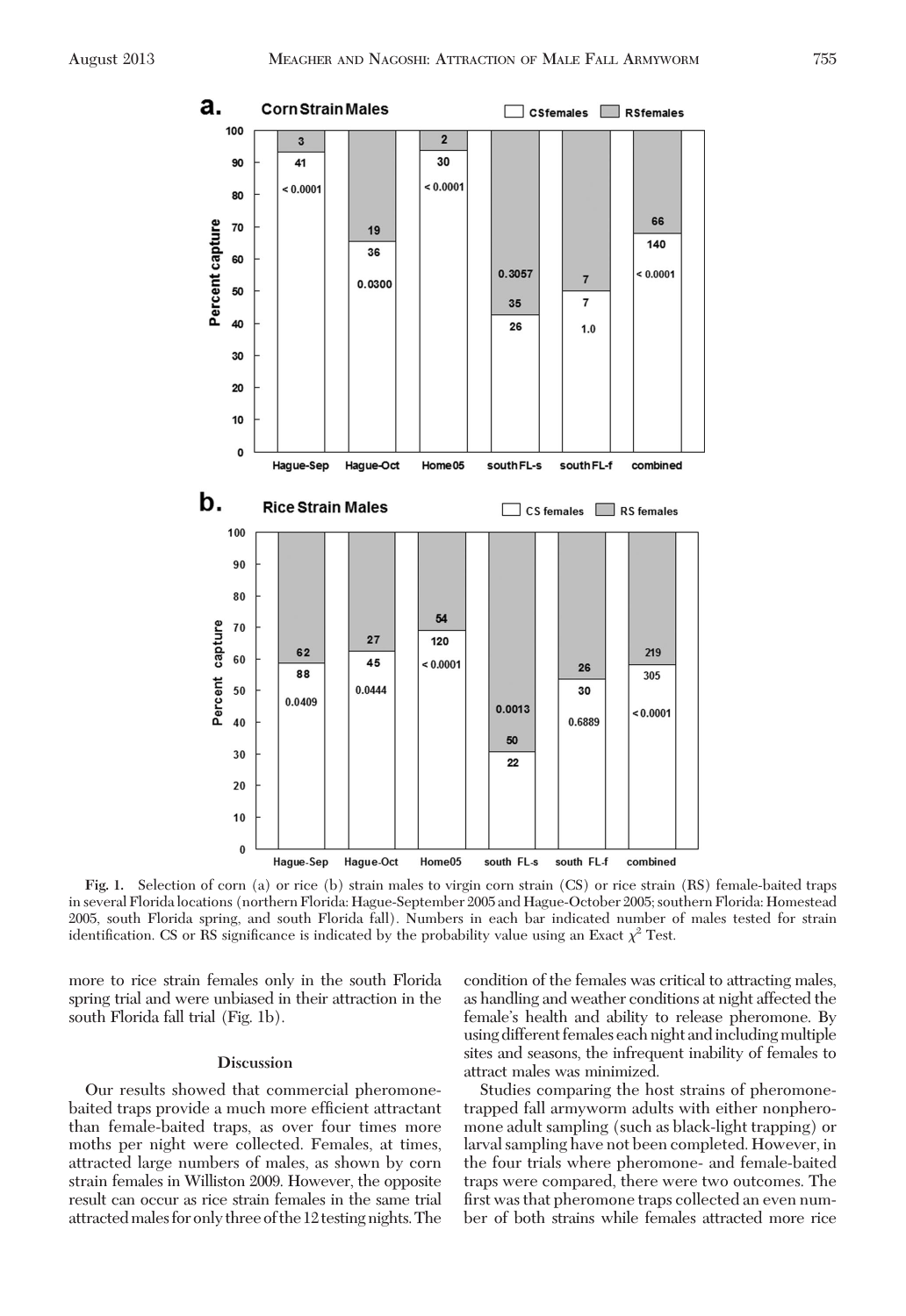Fig. 1. Selection of corn (a) or rice (b) strain males to virgin corn strain (CS) or rice strain (RS) female-baited traps in several Florida locations (northern Florida: Hague-September 2005 and Hague-October 2005; southern Florida: Homestead 2005, south Florida spring, and south Florida fall). Numbers in each bar indicated number of males tested for strain identification. CS or RS significance is indicated by the probability value using an Exact $\chi^2$ Test.

more to rice strain females only in the south Florida spring trial and were unbiased in their attraction in the south Florida fall trial (Fig. 1b).

## Discussion

Our results showed that commercial pheromone-baited traps provide a much more efficient attractant than female-baited traps, as over four times more moths per night were collected. Females, at times, attracted large numbers of males, as shown by corn strain females in Williston 2009. However, the opposite result can occur as rice strain females in the same trial attracted males for only three of the 12 testing nights. The condition of the females was critical to attracting males, as handling and weather conditions at night affected the female's health and ability to release pheromone. By using different females each night and including multiple sites and seasons, the infrequent inability of females to attract males was minimized.

Studies comparing the host strains of pheromone-trapped fall armyworm adults with either nonpheromone adult sampling (such as black-light trapping) or larval sampling have not been completed. However, in the four trials where pheromone- and female-baited traps were compared, there were two outcomes. The first was that pheromone traps collected an even number of both strains while females attracted more rice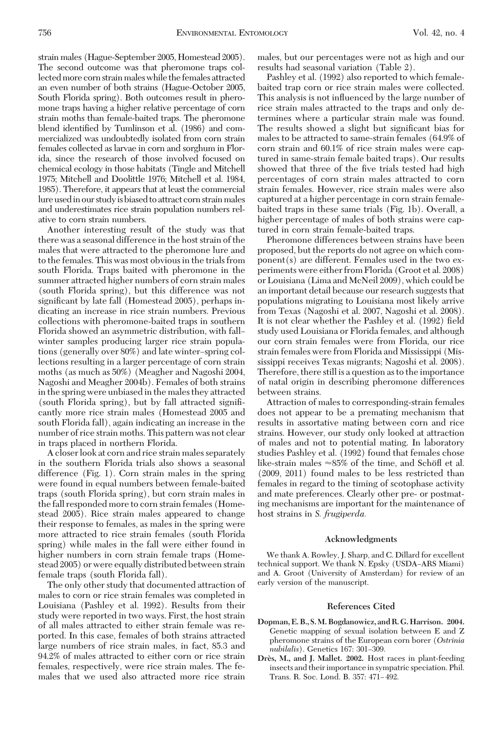strain males (Hague-September 2005, Homestead 2005). The second outcome was that pheromone traps collected more corn strain males while the females attracted an even number of both strains (Hague-October 2005, South Florida spring). Both outcomes result in pheromone traps having a higher relative percentage of corn strain moths than female-baited traps. The pheromone blend identified by Tumlinson et al. (1986) and commercialized was undoubtedly isolated from corn strain females collected as larvae in corn and sorghum in Florida, since the research of those involved focused on chemical ecology in those habitats (Tingle and Mitchell 1975; Mitchell and Doolittle 1976; Mitchell et al. 1984, 1985). Therefore, it appears that at least the commercial lure used in our study is biased to attract corn strain males and underestimates rice strain population numbers relative to corn strain numbers.

Another interesting result of the study was that there was a seasonal difference in the host strain of the males that were attracted to the pheromone lure and to the females. This was most obvious in the trials from south Florida. Traps baited with pheromone in the summer attracted higher numbers of corn strain males (south Florida spring), but this difference was not significant by late fall (Homestead 2005), perhaps indicating an increase in rice strain numbers. Previous collections with pheromone-baited traps in southern Florida showed an asymmetric distribution, with fall–winter samples producing larger rice strain populations (generally over 80%) and late winter–spring collections resulting in a larger percentage of corn strain moths (as much as 50%) (Meagher and Nagoshi 2004, Nagoshi and Meagher 2004b). Females of both strains in the spring were unbiased in the males they attracted (south Florida spring), but by fall attracted significantly more rice strain males (Homestead 2005 and south Florida fall), again indicating an increase in the number of rice strain moths. This pattern was not clear in traps placed in northern Florida.

A closer look at corn and rice strain males separately in the southern Florida trials also shows a seasonal difference (Fig. 1). Corn strain males in the spring were found in equal numbers between female-baited traps (south Florida spring), but corn strain males in the fall responded more to corn strain females (Homestead 2005). Rice strain males appeared to change their response to females, as males in the spring were more attracted to rice strain females (south Florida spring) while males in the fall were either found in higher numbers in corn strain female traps (Homestead 2005) or were equally distributed between strain female traps (south Florida fall).

The only other study that documented attraction of males to corn or rice strain females was completed in Louisiana (Pashley et al. 1992). Results from their study were reported in two ways. First, the host strain of all males attracted to either strain female was reported. In this case, females of both strains attracted large numbers of rice strain males, in fact, 85.3 and 94.2% of males attracted to either corn or rice strain females, respectively, were rice strain males. The females that we used also attracted more rice strain males, but our percentages were not as high and our results had seasonal variation (Table 2).

Pashley et al. (1992) also reported to which female-baited trap corn or rice strain males were collected. This analysis is not influenced by the large number of rice strain males attracted to the traps and only determines where a particular strain male was found. The results showed a slight but significant bias for males to be attracted to same-strain females (64.9% of corn strain and 60.1% of rice strain males were captured in same-strain female baited traps). Our results showed that three of the five trials tested had high percentages of corn strain males attracted to corn strain females. However, rice strain males were also captured at a higher percentage in corn strain female-baited traps in these same trials (Fig. 1b). Overall, a higher percentage of males of both strains were captured in corn strain female-baited traps.

Pheromone differences between strains have been proposed, but the reports do not agree on which component(s) are different. Females used in the two experiments were either from Florida (Groot et al. 2008) or Louisiana (Lima and McNeil 2009), which could be an important detail because our research suggests that populations migrating to Louisiana most likely arrive from Texas (Nagoshi et al. 2007, Nagoshi et al. 2008). It is not clear whether the Pashley et al. (1992) field study used Louisiana or Florida females, and although our corn strain females were from Florida, our rice strain females were from Florida and Mississippi (Mississippi receives Texas migrants; Nagoshi et al. 2008). Therefore, there still is a question as to the importance of natal origin in describing pheromone differences between strains.

Attraction of males to corresponding-strain females does not appear to be a premating mechanism that results in assortative mating between corn and rice strains. However, our study only looked at attraction of males and not to potential mating. In laboratory studies Pashley et al. (1992) found that females chose like-strain males ≈85% of the time, and Schöfl et al. (2009, 2011) found males to be less restricted than females in regard to the timing of scotophase activity and mate preferences. Clearly other pre- or postmating mechanisms are important for the maintenance of host strains in *S. frugiperda.*

## Acknowledgments

We thank A. Rowley, J. Sharp, and C. Dillard for excellent technical support. We thank N. Epsky (USDA–ARS Miami) and A. Groot (University of Amsterdam) for review of an early version of the manuscript.

## References Cited

**Dopman, E. B., S. M. Bogdanowicz, and R. G. Harrison. 2004.** Genetic mapping of sexual isolation between E and Z pheromone strains of the European corn borer (*Ostrinia nubilalis*). Genetics 167: 301–309.

**Drès, M., and J. Mallet. 2002.** Host races in plant-feeding insects and their importance in sympatric speciation. Phil. Trans. R. Soc. Lond. B. 357: 471–492.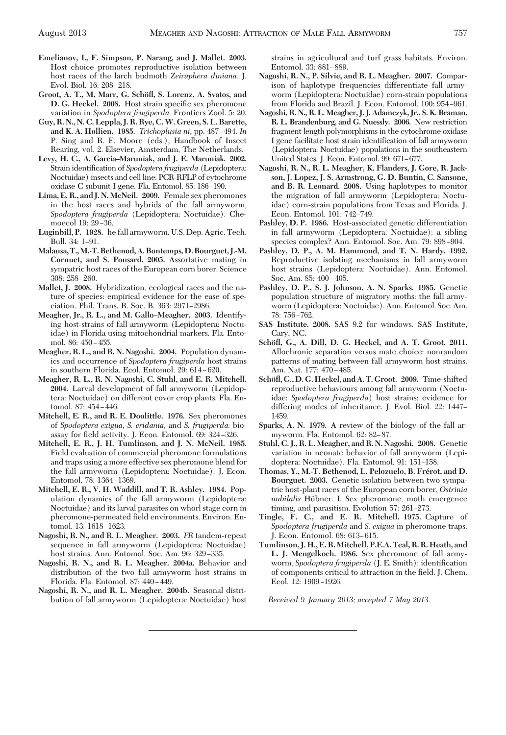**Emelianov, I., F. Simpson, P. Narang, and J. Mallet. 2003.** Host choice promotes reproductive isolation between host races of the larch budmoth *Zeiraphera diniana.* J. Evol. Biol. 16: 208–218.

**Groot, A. T., M. Marr, G. Schöfl, S. Lorenz, A. Svatos, and D. G. Heckel. 2008.** Host strain specific sex pheromone variation in *Spodoptera frugiperda.* Frontiers Zool. 5: 20.

**Guy, R. N., N. C. Leppla, J. R. Rye, C. W. Green, S. L. Barette, and K. A. Hollien. 1985.** *Trichoplusia ni*, pp. 487–494. *In* P. Sing and R. F. Moore (eds.), Handbook of Insect Rearing, vol. 2. Elsevier, Amsterdam, The Netherlands.

**Levy, H. C., A. Garcia-Maruniak, and J. E. Maruniak. 2002.** Strain identification of *Spodoptera frugiperda* (Lepidoptera: Noctuidae) insects and cell line: PCR-RFLP of cytochrome oxidase C subunit I gene. Fla. Entomol. 85: 186–190.

**Lima, E. R., and J. N. McNeil. 2009.** Female sex pheromones in the host races and hybrids of the fall armyworm, *Spodoptera frugiperda* (Lepidoptera: Noctuidae). Chemoecol 19: 29–36.

**Luginbill, P. 1928.** he fall armyworm. U.S. Dep. Agric. Tech. Bull. 34: 1–91.

**Malausa, T., M.-T. Bethenod, A. Bontemps, D. Bourguet, J.-M. Cornuet, and S. Ponsard. 2005.** Assortative mating in sympatric host races of the European corn borer. Science 308: 258–260.

**Mallet, J. 2008.** Hybridization, ecological races and the nature of species: empirical evidence for the ease of speciation. Phil. Trans. R. Soc. B. 363: 2971–2986.

**Meagher, Jr., R. L., and M. Gallo-Meagher. 2003.** Identifying host-strains of fall armyworm (Lepidoptera: Noctuidae) in Florida using mitochondrial markers. Fla. Entomol. 86: 450–455.

**Meagher, R. L., and R. N. Nagoshi. 2004.** Population dynamics and occurrence of *Spodoptera frugiperda* host strains in southern Florida. Ecol. Entomol. 29: 614–620.

**Meagher, R. L., R. N. Nagoshi, C. Stuhl, and E. R. Mitchell. 2004.** Larval development of fall armyworm (Lepidoptera: Noctuidae) on different cover crop plants. Fla. Entomol. 87: 454–446.

**Mitchell, E. R., and R. E. Doolittle. 1976.** Sex pheromones of *Spodoptera exigua, S. eridania,* and *S. frugiperda:* bioassay for field activity. J. Econ. Entomol. 69: 324–326.

**Mitchell, E. R., J. H. Tumlinson, and J. N. McNeil. 1985.** Field evaluation of commercial pheromone formulations and traps using a more effective sex pheromone blend for the fall armyworm (Lepidoptera: Noctuidae). J. Econ. Entomol. 78: 1364–1369.

**Mitchell, E. R., V. H. Waddill, and T. R. Ashley. 1984.** Population dynamics of the fall armyworm (Lepidoptera: Noctuidae) and its larval parasites on whorl stage corn in pheromone-permeated field environments. Environ. Entomol. 13: 1618–1623.

**Nagoshi, R. N., and R. L. Meagher. 2003.** *FR* tandem-repeat sequence in fall armyworm (Lepidoptera: Noctuidae) host strains. Ann. Entomol. Soc. Am. 96: 329–335.

**Nagoshi, R. N., and R. L. Meagher. 2004a.** Behavior and distribution of the two fall armyworm host strains in Florida. Fla. Entomol. 87: 440–449.

**Nagoshi, R. N., and R. L. Meagher. 2004b.** Seasonal distribution of fall armyworm (Lepidoptera: Noctuidae) host strains in agricultural and turf grass habitats. Environ. Entomol. 33: 881–889.

**Nagoshi, R. N., P. Silvie, and R. L. Meagher. 2007.** Comparison of haplotype frequencies differentiate fall armyworm (Lepidoptera: Noctuidae) corn-strain populations from Florida and Brazil. J. Econ. Entomol. 100: 954–961.

**Nagoshi, R. N., R. L. Meagher, J. J. Adamczyk, Jr., S. K. Braman, R. L. Brandenburg, and G. Nuessly. 2006.** New restriction fragment length polymorphisms in the cytochrome oxidase I gene facilitate host strain identification of fall armyworm (Lepidoptera: Noctuidae) populations in the southeastern United States. J. Econ. Entomol. 99: 671–677.

**Nagoshi, R. N., R. L. Meagher, K. Flanders, J. Gore, R. Jackson, J. Lopez, J. S. Armstrong, G. D. Buntin, C. Sansone, and B. R. Leonard. 2008.** Using haplotypes to monitor the migration of fall armyworm (Lepidoptera: Noctuidae) corn-strain populations from Texas and Florida. J. Econ. Entomol. 101: 742–749.

**Pashley, D. P. 1986.** Host-associated genetic differentiation in fall armyworm (Lepidoptera: Noctuidae): a sibling species complex? Ann. Entomol. Soc. Am. 79: 898–904.

**Pashley, D. P., A. M. Hammond, and T. N. Hardy. 1992.** Reproductive isolating mechanisms in fall armyworm host strains (Lepidoptera: Noctuidae). Ann. Entomol. Soc. Am. 85: 400–405.

**Pashley, D. P., S. J. Johnson, A. N. Sparks. 1985.** Genetic population structure of migratory moths: the fall armyworm (Lepidoptera: Noctuidae). Ann. Entomol. Soc. Am. 78: 756–762.

**SAS Institute. 2008.** SAS 9.2 for windows. SAS Institute, Cary, NC.

**Schöfl, G., A. Dill, D. G. Heckel, and A. T. Groot. 2011.** Allochronic separation versus mate choice: nonrandom patterns of mating between fall armyworm host strains. Am. Nat. 177: 470–485.

**Schöfl, G., D. G. Heckel, and A. T. Groot. 2009.** Time-shifted reproductive behaviours among fall armyworm (Noctuidae: *Spodoptera frugiperda*) host strains: evidence for differing modes of inheritance. J. Evol. Biol. 22: 1447–1459.

**Sparks, A. N. 1979.** A review of the biology of the fall armyworm. Fla. Entomol. 62: 82–87.

**Stuhl, C. J., R. L. Meagher, and R. N. Nagoshi. 2008.** Genetic variation in neonate behavior of fall armyworm (Lepidoptera: Noctuidae). Fla. Entomol. 91: 151–158.

**Thomas, Y., M.-T. Bethenod, L. Pelozuelo, B. Frérot, and D. Bourguet. 2003.** Genetic isolation between two sympatric host-plant races of the European corn borer, *Ostrinia nubilalis* Hübner. I. Sex pheromone, moth emergence timing, and parasitism. Evolution 57: 261–273.

**Tingle, F. C., and E. R. Mitchell. 1975.** Capture of *Spodoptera frugiperda* and *S. exigua* in pheromone traps. J. Econ. Entomol. 68: 613–615.

**Tumlinson, J. H., E. R. Mitchell, P.E.A. Teal, R. R. Heath, and L. J. Mengelkoch. 1986.** Sex pheromone of fall armyworm, *Spodoptera frugiperda* (J. E. Smith): identification of components critical to attraction in the field. J. Chem. Ecol. 12: 1909–1926.

*Received 9 January 2013; accepted 7 May 2013.*